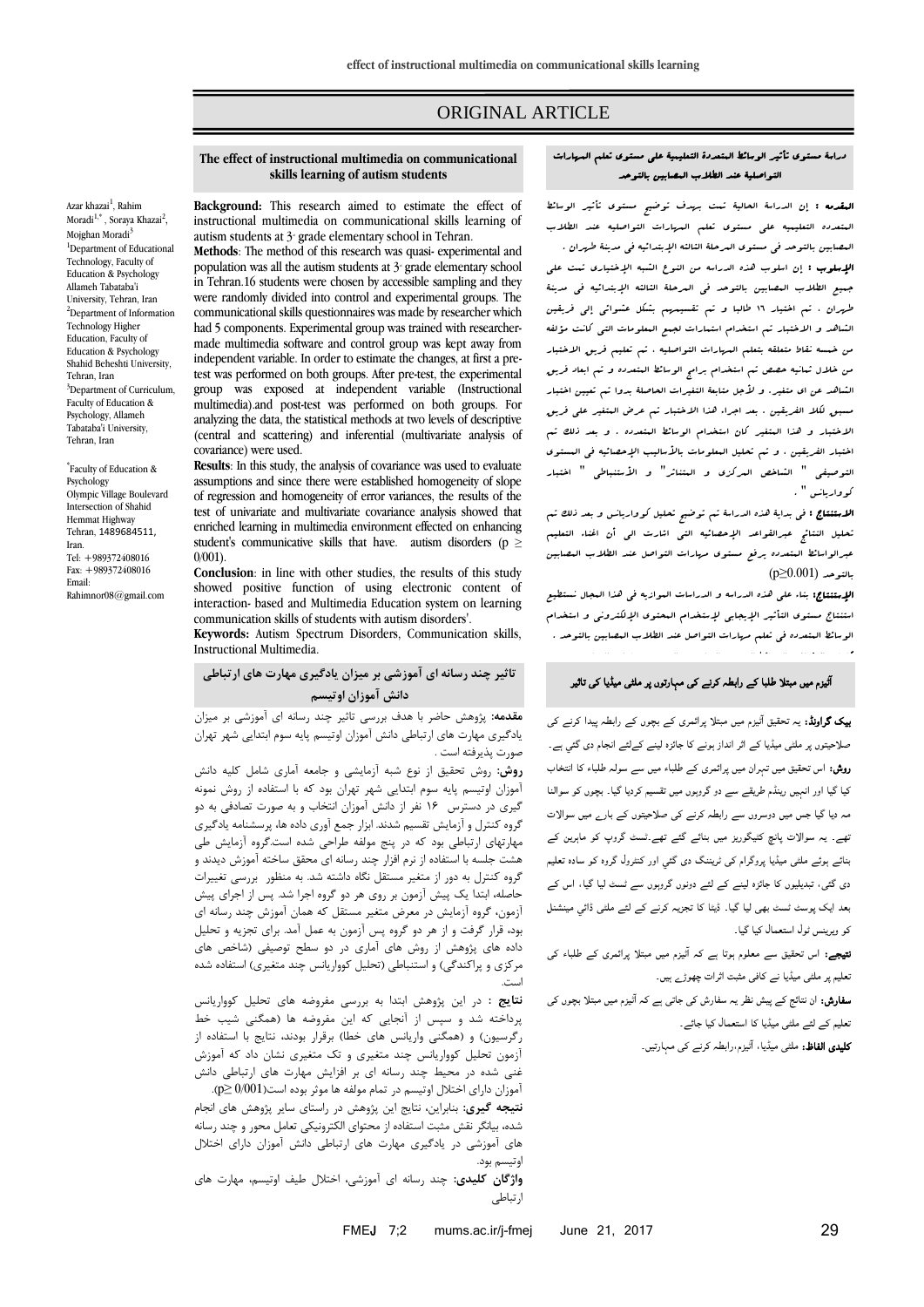ORIGINAL ARTICLE

## The effect of instructional multimedia on communicational skills learning of autism students

Azar khazai[1], Rahim Moradi[1,*], Soraya Khazai[2], Mojghan Moradi[3]

[1]Department of Educational Technology, Faculty of Education & Psychology Allameh Tabataba'i University, Tehran, Iran

[2]Department of Information Technology Higher Education, Faculty of Education & Psychology Shahid Beheshti University, Tehran, Iran

[3]Department of Curriculum, Faculty of Education & Psychology, Allameh Tabataba'i University, Tehran, Iran

[*]Faculty of Education & Psychology Olympic Village Boulevard Intersection of Shahid Hemmat Highway Tehran, 1489684511, Iran.
Tel: +989372408016
Fax: +989372408016
Email: Rahimnor08@gmail.com

**Background:** This research aimed to estimate the effect of instructional multimedia on communicational skills learning of autism students at 3- grade elementary school in Tehran.

**Methods**: The method of this research was quasi- experimental and population was all the autism students at 3- grade elementary school in Tehran.16 students were chosen by accessible sampling and they were randomly divided into control and experimental groups. The communicational skills questionnaires was made by researcher which had 5 components. Experimental group was trained with researcher-made multimedia software and control group was kept away from independent variable. In order to estimate the changes, at first a pre-test was performed on both groups. After pre-test, the experimental group was exposed at independent variable (Instructional multimedia).and post-test was performed on both groups. For analyzing the data, the statistical methods at two levels of descriptive (central and scattering) and inferential (multivariate analysis of covariance) were used.

**Results**: In this study, the analysis of covariance was used to evaluate assumptions and since there were established homogeneity of slope of regression and homogeneity of error variances, the results of the test of univariate and multivariate covariance analysis showed that enriched learning in multimedia environment effected on enhancing student's communicative skills that have. autism disorders ($p \geq 0/001$).

**Conclusion**: in line with other studies, the results of this study showed positive function of using electronic content of interaction- based and Multimedia Education system on learning communication skills of students with autism disorders'.

**Keywords:** Autism Spectrum Disorders, Communication skills, Instructional Multimedia.

## دراسة مستوى تأثير الوسائط المتعددة التعليمية على مستوى تعلم المهارات التواصلية عند الطلاب المصابين بالتوحد

**المقدمه :** إن الدراسة الحالية تمت بهدف توضيح مستوى تأثير الوسائط المتعدده التعليميه على مستوى تعلم المهارات التواصليه عند الطلاب المصابين بالتوحد في مستوى المرحلة الثالثه الإبتدائيه في مدينة طهران .

**الأسلوب :** إن اسلوب هذه الدراسه من النوع الشبه الإختياري تمت على جميع الطلاب المصابين بالتوحد في المرحلة الثالثه الإبتدائيه في مدينة طهران ، تم اختيار ١٦ طالبا و تم تقسيمهم بشكل عشوائي إلى فريقين الشاهد و الاختبار تم استخدام استمارات لجمع المعلومات التي كانت مؤلفه من خمسه نقاط متعلقه بتعلم المهارات التواصليه ، تم تعليم فريق الاختبار من خلال ثمانيه حصص تم استخدام برامج الوسائط المتعدده و تم ابعاد فريق الشاهد عن اي متغير. و لأجل متابعة التغيرات الحاصلة بدوا تم تعيين اختبار مسبق لكلا الفريقين . بعد اجراء هذا الاختبار تم عرض المتغير على فريق الاختبار و هذا المتغير كان استخدام الوسائط المتعدده . و بعد ذلك تم اختبار الفريقين ، و تم تحليل المعلومات بالأساليب الإحصائيه في المستوى التوصيفي " الشاخص المركزى و المتناثر" و الأستنباطي " اختبار كوواريانس " .

**الاستنتاج :** في بداية هذه الدراسة تم توضيح تحليل كوواريانس و بعد ذلك تم تحليل النتائج عبرالقواعد الإحصائيه التي اشارت الى أن اغناء التعليم عبرالوسائط المتعدده يرفع مستوى مهارات التواصل عند الطلاب المصابين بالتوحد ($p\geq0.001$)

**الإستنتاج:** بناء على هذه الدراسه و الدراسات الموازيه في هذا المجال نستطيع استنتاج مستوى التأثير الإيجابي لإستخدام المحتوى الإلكتروني و استخدام الوسائط المتعدده في تعلم مهارات التواصل عند الطلاب المصابين بالتوحد .

## تاثیر چند رسانه ای آموزشی بر میزان یادگیری مهارت های ارتباطی دانش آموزان اوتیسم

**مقدمه:** پژوهش حاضر با هدف بررسی تاثیر چند رسانه ای آموزشی بر میزان یادگیری مهارت های ارتباطی دانش آموزان اوتیسم پایه سوم ابتدایی شهر تهران صورت پذیرفته است .

**روش:** روش تحقیق از نوع شبه آزمایشی و جامعه آماری شامل کلیه دانش آموزان اوتیسم پایه سوم ابتدایی شهر تهران بود که با استفاده از روش نمونه گیری در دسترس ۱۶ نفر از دانش آموزان انتخاب و به صورت تصادفی به دو گروه کنترل و آزمایش تقسیم شدند. ابزار جمع آوری داده ها، پرسشنامه یادگیری مهارتهای ارتباطی بود که در پنج مولفه طراحی شده است.گروه آزمایش طی هشت جلسه با استفاده از نرم افزار چند رسانه ای محقق ساخته آموزش دیدند و گروه کنترل به دور از متغیر مستقل نگاه داشته شد. به منظور بررسی تغییرات حاصله، ابتدا یک پیش آزمون بر روی هر دو گروه اجرا شد. پس از اجرای پیش آزمون، گروه آزمایش در معرض متغیر مستقل که همان آموزش چند رسانه ای بود، قرار گرفت و از هر دو گروه پس آزمون به عمل آمد. برای تجزیه و تحلیل داده های پژوهش از روش های آماری در دو سطح توصیفی (شاخص های مرکزی و پراکندگی) و استنباطی (تحلیل کوواریانس چند متغیری) استفاده شده است.

**نتایج :** در این پژوهش ابتدا به بررسی مفروضه های تحلیل کوواریانس پرداخته شد و سپس از آنجایی که این مفروضه ها (همگنی شیب خط رگرسیون) و (همگنی واریانس های خطا) برقرار بودند، نتایج با استفاده از آزمون تحلیل کوواریانس چند متغیری و تک متغیری نشان داد که آموزش غنی شده در محیط چند رسانه ای بر افزایش مهارت های ارتباطی دانش آموزان دارای اختلال اوتیسم در تمام مولفه ها موثر بوده است($p\geq0/001$).

**نتیجه گیری:** بنابراین، نتایج این پژوهش در راستای سایر پژوهش های انجام شده، بیانگر نقش مثبت استفاده از محتوای الکترونیکی تعامل محور و چند رسانه های آموزشی در یادگیری مهارت های ارتباطی دانش آموزان دارای اختلال اوتیسم بود.

**واژگان کلیدی:** چند رسانه ای آموزشی، اختلال طیف اوتیسم، مهارت های ارتباطی

## آٹیزم میں مبتلا طلبا کے رابطہ کرنے کی مہارتوں پر ملٹی میڈیا کی تاثیر

**بیک گراونڈ:** یہ تحقیق آٹیزم میں مبتلا پرائمری کے بچوں کے رابطہ پیدا کرنے کی صلاحیتوں پر ملٹی میڈیا کے اثر انداز ہونے کا جائزہ لینے کےلئے انجام دی گئي ہے۔

**روش:** اس تحقیق میں تہران میں پرائمری کے طلباء میں سے سولہ طلباء کا انتخاب کیا گیا اور انہیں رینڈم طریقے سے دو گروہوں میں تقسیم کردیا گیا۔ بچوں کو سوالنا مہ دیا گیا جس میں دوسروں سے رابطہ کرنے کی صلاحیتوں کے بارے میں سوالات تھے۔ یہ سوالات پانچ کیٹگیریز میں بنائے گئے تھے۔ٹسٹ گروپ کو ماہرین کے بنائے ہوئے ملٹی میڈیا پروگرام کی ٹریننگ دی گئي اور کنٹرول گروہ کو سادہ تعلیم دی گئي، تبدیلیوں کا جائزہ لینے کے لئے دونوں گروہوں سے ٹسٹ لیا گیا، اس کے بعد ایک پوسٹ ٹسٹ بھی لیا گیا۔ ڈیٹا کا تجزیہ کرنے کے لئے ملٹی ڈائي مینشنل کو ویرینس ٹول استعمال کیا گیا۔

**نتیجے:** اس تحقیق سے معلوم ہوتا ہے کہ آٹیزم میں مبتلا پرائمری کے طلباء کی تعلیم پر ملٹی میڈیا کے کافی مثبت اثرات چھوڑے ہیں۔

**سفارش:** ان نتائج کے پیش نظر یہ سفارش کی جاتی ہے کہ آٹیزم میں مبتلا بچوں کی تعلیم کے لئے ملٹی میڈیا کا استعمال کیا جائے۔

**کلیدی الفاظ:** ملٹی میڈیا، آٹیزم،رابطہ کرنے کی مہارتیں۔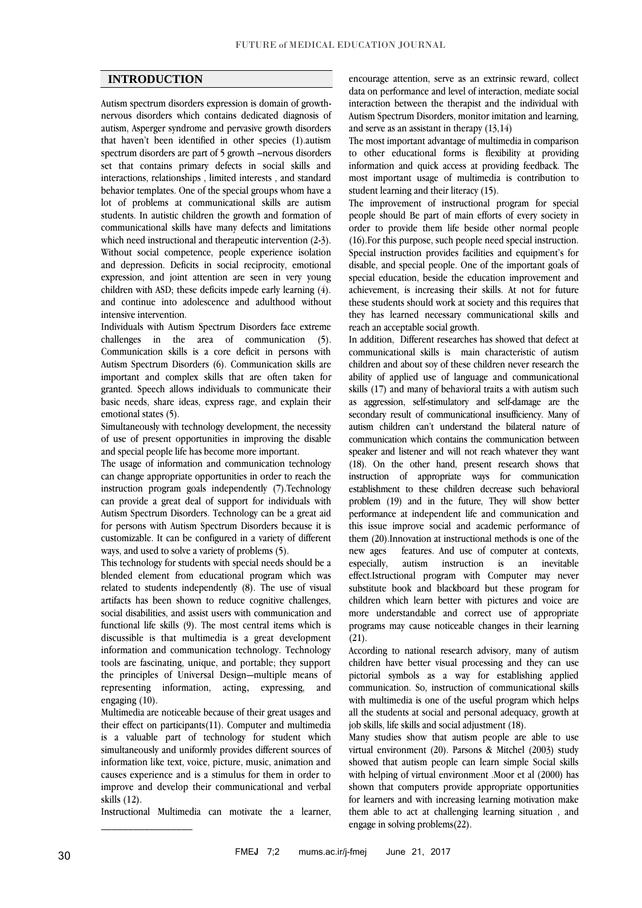## INTRODUCTION

Autism spectrum disorders expression is domain of growth-nervous disorders which contains dedicated diagnosis of autism, Asperger syndrome and pervasive growth disorders that haven't been identified in other species (1).autism spectrum disorders are part of 5 growth –nervous disorders set that contains primary defects in social skills and interactions, relationships , limited interests , and standard behavior templates. One of the special groups whom have a lot of problems at communicational skills are autism students. In autistic children the growth and formation of communicational skills have many defects and limitations which need instructional and therapeutic intervention (2-3). Without social competence, people experience isolation and depression. Deficits in social reciprocity, emotional expression, and joint attention are seen in very young children with ASD; these deficits impede early learning (4). and continue into adolescence and adulthood without intensive intervention.

Individuals with Autism Spectrum Disorders face extreme challenges in the area of communication (5). Communication skills is a core deficit in persons with Autism Spectrum Disorders (6). Communication skills are important and complex skills that are often taken for granted. Speech allows individuals to communicate their basic needs, share ideas, express rage, and explain their emotional states (5).

Simultaneously with technology development, the necessity of use of present opportunities in improving the disable and special people life has become more important.

The usage of information and communication technology can change appropriate opportunities in order to reach the instruction program goals independently (7).Technology can provide a great deal of support for individuals with Autism Spectrum Disorders. Technology can be a great aid for persons with Autism Spectrum Disorders because it is customizable. It can be configured in a variety of different ways, and used to solve a variety of problems (5).

This technology for students with special needs should be a blended element from educational program which was related to students independently (8). The use of visual artifacts has been shown to reduce cognitive challenges, social disabilities, and assist users with communication and functional life skills (9). The most central items which is discussible is that multimedia is a great development information and communication technology. Technology tools are fascinating, unique, and portable; they support the principles of Universal Design—multiple means of representing information, acting, expressing, and engaging (10).

Multimedia are noticeable because of their great usages and their effect on participants(11). Computer and multimedia is a valuable part of technology for student which simultaneously and uniformly provides different sources of information like text, voice, picture, music, animation and causes experience and is a stimulus for them in order to improve and develop their communicational and verbal skills (12).

Instructional Multimedia can motivate the a learner, encourage attention, serve as an extrinsic reward, collect data on performance and level of interaction, mediate social interaction between the therapist and the individual with Autism Spectrum Disorders, monitor imitation and learning, and serve as an assistant in therapy (13,14)

The most important advantage of multimedia in comparison to other educational forms is flexibility at providing information and quick access at providing feedback. The most important usage of multimedia is contribution to student learning and their literacy (15).

The improvement of instructional program for special people should Be part of main efforts of every society in order to provide them life beside other normal people (16).For this purpose, such people need special instruction. Special instruction provides facilities and equipment's for disable, and special people. One of the important goals of special education, beside the education improvement and achievement, is increasing their skills. At not for future these students should work at society and this requires that they has learned necessary communicational skills and reach an acceptable social growth.

In addition, Different researches has showed that defect at communicational skills is main characteristic of autism children and about soy of these children never research the ability of applied use of language and communicational skills (17) and many of behavioral traits a with autism such as aggression, self-stimulatory and self-damage are the secondary result of communicational insufficiency. Many of autism children can't understand the bilateral nature of communication which contains the communication between speaker and listener and will not reach whatever they want (18). On the other hand, present research shows that instruction of appropriate ways for communication establishment to these children decrease such behavioral problem (19) and in the future, They will show better performance at independent life and communication and this issue improve social and academic performance of them (20).Innovation at instructional methods is one of the new ages features. And use of computer at contexts, especially, autism instruction is an inevitable effect.Istructional program with Computer may never substitute book and blackboard but these program for children which learn better with pictures and voice are more understandable and correct use of appropriate programs may cause noticeable changes in their learning (21).

According to national research advisory, many of autism children have better visual processing and they can use pictorial symbols as a way for establishing applied communication. So, instruction of communicational skills with multimedia is one of the useful program which helps all the students at social and personal adequacy, growth at job skills, life skills and social adjustment (18).

Many studies show that autism people are able to use virtual environment (20). Parsons & Mitchel (2003) study showed that autism people can learn simple Social skills with helping of virtual environment .Moor et al (2000) has shown that computers provide appropriate opportunities for learners and with increasing learning motivation make them able to act at challenging learning situation , and engage in solving problems(22).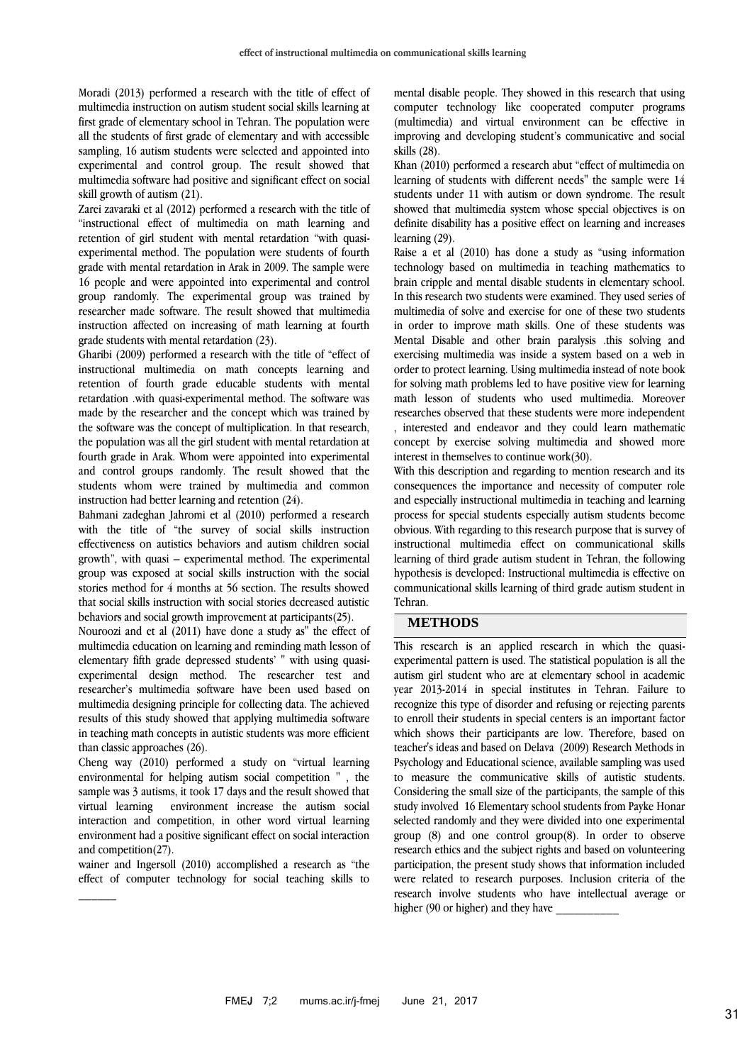Moradi (2013) performed a research with the title of effect of multimedia instruction on autism student social skills learning at first grade of elementary school in Tehran. The population were all the students of first grade of elementary and with accessible sampling, 16 autism students were selected and appointed into experimental and control group. The result showed that multimedia software had positive and significant effect on social skill growth of autism (21).

Zarei zavaraki et al (2012) performed a research with the title of "instructional effect of multimedia on math learning and retention of girl student with mental retardation "with quasi-experimental method. The population were students of fourth grade with mental retardation in Arak in 2009. The sample were 16 people and were appointed into experimental and control group randomly. The experimental group was trained by researcher made software. The result showed that multimedia instruction affected on increasing of math learning at fourth grade students with mental retardation (23).

Gharibi (2009) performed a research with the title of "effect of instructional multimedia on math concepts learning and retention of fourth grade educable students with mental retardation .with quasi-experimental method. The software was made by the researcher and the concept which was trained by the software was the concept of multiplication. In that research, the population was all the girl student with mental retardation at fourth grade in Arak. Whom were appointed into experimental and control groups randomly. The result showed that the students whom were trained by multimedia and common instruction had better learning and retention (24).

Bahmani zadeghan Jahromi et al (2010) performed a research with the title of "the survey of social skills instruction effectiveness on autistics behaviors and autism children social growth", with quasi – experimental method. The experimental group was exposed at social skills instruction with the social stories method for 4 months at 56 section. The results showed that social skills instruction with social stories decreased autistic behaviors and social growth improvement at participants(25).

Nouroozi and et al (2011) have done a study as" the effect of multimedia education on learning and reminding math lesson of elementary fifth grade depressed students' " with using quasi-experimental design method. The researcher test and researcher's multimedia software have been used based on multimedia designing principle for collecting data. The achieved results of this study showed that applying multimedia software in teaching math concepts in autistic students was more efficient than classic approaches (26).

Cheng way (2010) performed a study on "virtual learning environmental for helping autism social competition " , the sample was 3 autisms, it took 17 days and the result showed that virtual learning environment increase the autism social interaction and competition, in other word virtual learning environment had a positive significant effect on social interaction and competition(27).

wainer and Ingersoll (2010) accomplished a research as "the effect of computer technology for social teaching skills to mental disable people. They showed in this research that using computer technology like cooperated computer programs (multimedia) and virtual environment can be effective in improving and developing student's communicative and social skills (28).

Khan (2010) performed a research abut "effect of multimedia on learning of students with different needs" the sample were 14 students under 11 with autism or down syndrome. The result showed that multimedia system whose special objectives is on definite disability has a positive effect on learning and increases learning (29).

Raise a et al (2010) has done a study as "using information technology based on multimedia in teaching mathematics to brain cripple and mental disable students in elementary school. In this research two students were examined. They used series of multimedia of solve and exercise for one of these two students in order to improve math skills. One of these students was Mental Disable and other brain paralysis .this solving and exercising multimedia was inside a system based on a web in order to protect learning. Using multimedia instead of note book for solving math problems led to have positive view for learning math lesson of students who used multimedia. Moreover researches observed that these students were more independent , interested and endeavor and they could learn mathematic concept by exercise solving multimedia and showed more interest in themselves to continue work(30).

With this description and regarding to mention research and its consequences the importance and necessity of computer role and especially instructional multimedia in teaching and learning process for special students especially autism students become obvious. With regarding to this research purpose that is survey of instructional multimedia effect on communicational skills learning of third grade autism student in Tehran, the following hypothesis is developed: Instructional multimedia is effective on communicational skills learning of third grade autism student in Tehran.

## METHODS

This research is an applied research in which the quasi-experimental pattern is used. The statistical population is all the autism girl student who are at elementary school in academic year 2013-2014 in special institutes in Tehran. Failure to recognize this type of disorder and refusing or rejecting parents to enroll their students in special centers is an important factor which shows their participants are low. Therefore, based on teacher's ideas and based on Delava (2009) Research Methods in Psychology and Educational science, available sampling was used to measure the communicative skills of autistic students. Considering the small size of the participants, the sample of this study involved 16 Elementary school students from Payke Honar selected randomly and they were divided into one experimental group (8) and one control group(8). In order to observe research ethics and the subject rights and based on volunteering participation, the present study shows that information included were related to research purposes. Inclusion criteria of the research involve students who have intellectual average or higher (90 or higher) and they have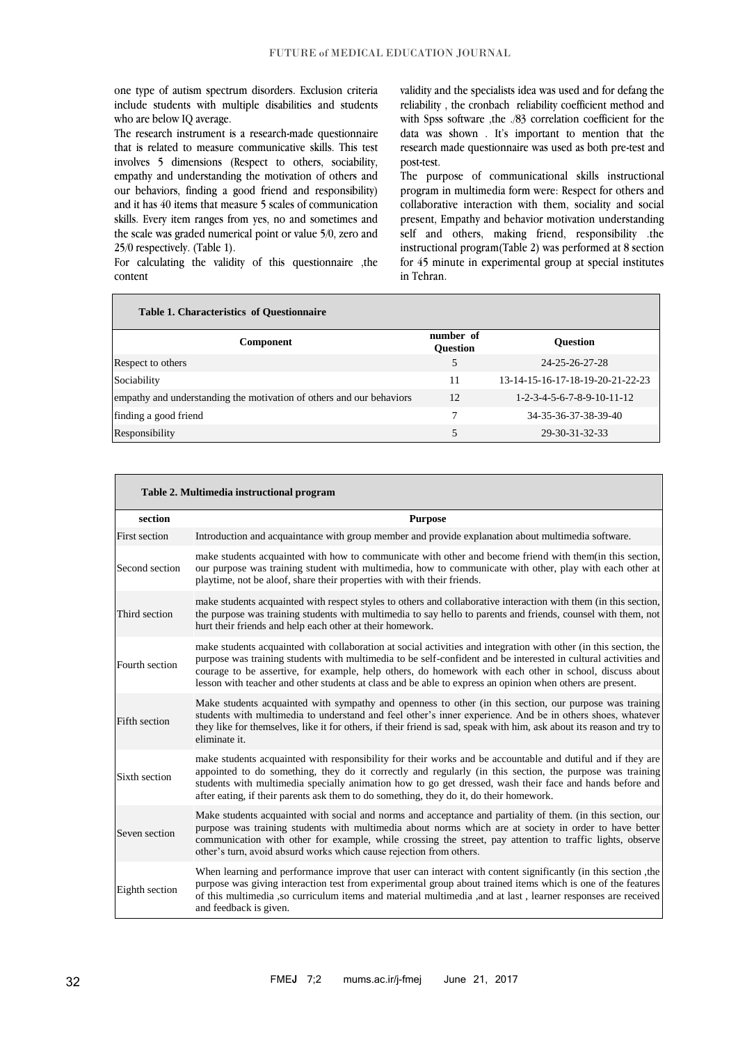one type of autism spectrum disorders. Exclusion criteria include students with multiple disabilities and students who are below IQ average.

The research instrument is a research-made questionnaire that is related to measure communicative skills. This test involves 5 dimensions (Respect to others, sociability, empathy and understanding the motivation of others and our behaviors, finding a good friend and responsibility) and it has 40 items that measure 5 scales of communication skills. Every item ranges from yes, no and sometimes and the scale was graded numerical point or value 5/0, zero and 25/0 respectively. (Table 1).

For calculating the validity of this questionnaire ,the content validity and the specialists idea was used and for defang the reliability , the cronbach reliability coefficient method and with Spss software ,the ./83 correlation coefficient for the data was shown . It's important to mention that the research made questionnaire was used as both pre-test and post-test.

The purpose of communicational skills instructional program in multimedia form were: Respect for others and collaborative interaction with them, sociality and social present, Empathy and behavior motivation understanding self and others, making friend, responsibility .the instructional program(Table 2) was performed at 8 section for 45 minute in experimental group at special institutes in Tehran.

**Table 1. Characteristics of Questionnaire**

| Component | number of Question | Question |
|---|---|---|
| Respect to others | 5 | 24-25-26-27-28 |
| Sociability | 11 | 13-14-15-16-17-18-19-20-21-22-23 |
| empathy and understanding the motivation of others and our behaviors | 12 | 1-2-3-4-5-6-7-8-9-10-11-12 |
| finding a good friend | 7 | 34-35-36-37-38-39-40 |
| Responsibility | 5 | 29-30-31-32-33 |

**Table 2. Multimedia instructional program**

| section | Purpose |
|---|---|
| First section | Introduction and acquaintance with group member and provide explanation about multimedia software. |
| Second section | make students acquainted with how to communicate with other and become friend with them(in this section, our purpose was training student with multimedia, how to communicate with other, play with each other at playtime, not be aloof, share their properties with with their friends. |
| Third section | make students acquainted with respect styles to others and collaborative interaction with them (in this section, the purpose was training students with multimedia to say hello to parents and friends, counsel with them, not hurt their friends and help each other at their homework. |
| Fourth section | make students acquainted with collaboration at social activities and integration with other (in this section, the purpose was training students with multimedia to be self-confident and be interested in cultural activities and courage to be assertive, for example, help others, do homework with each other in school, discuss about lesson with teacher and other students at class and be able to express an opinion when others are present. |
| Fifth section | Make students acquainted with sympathy and openness to other (in this section, our purpose was training students with multimedia to understand and feel other's inner experience. And be in others shoes, whatever they like for themselves, like it for others, if their friend is sad, speak with him, ask about its reason and try to eliminate it. |
| Sixth section | make students acquainted with responsibility for their works and be accountable and dutiful and if they are appointed to do something, they do it correctly and regularly (in this section, the purpose was training students with multimedia specially animation how to go get dressed, wash their face and hands before and after eating, if their parents ask them to do something, they do it, do their homework. |
| Seven section | Make students acquainted with social and norms and acceptance and partiality of them. (in this section, our purpose was training students with multimedia about norms which are at society in order to have better communication with other for example, while crossing the street, pay attention to traffic lights, observe other's turn, avoid absurd works which cause rejection from others. |
| Eighth section | When learning and performance improve that user can interact with content significantly (in this section ,the purpose was giving interaction test from experimental group about trained items which is one of the features of this multimedia ,so curriculum items and material multimedia ,and at last , learner responses are received and feedback is given. |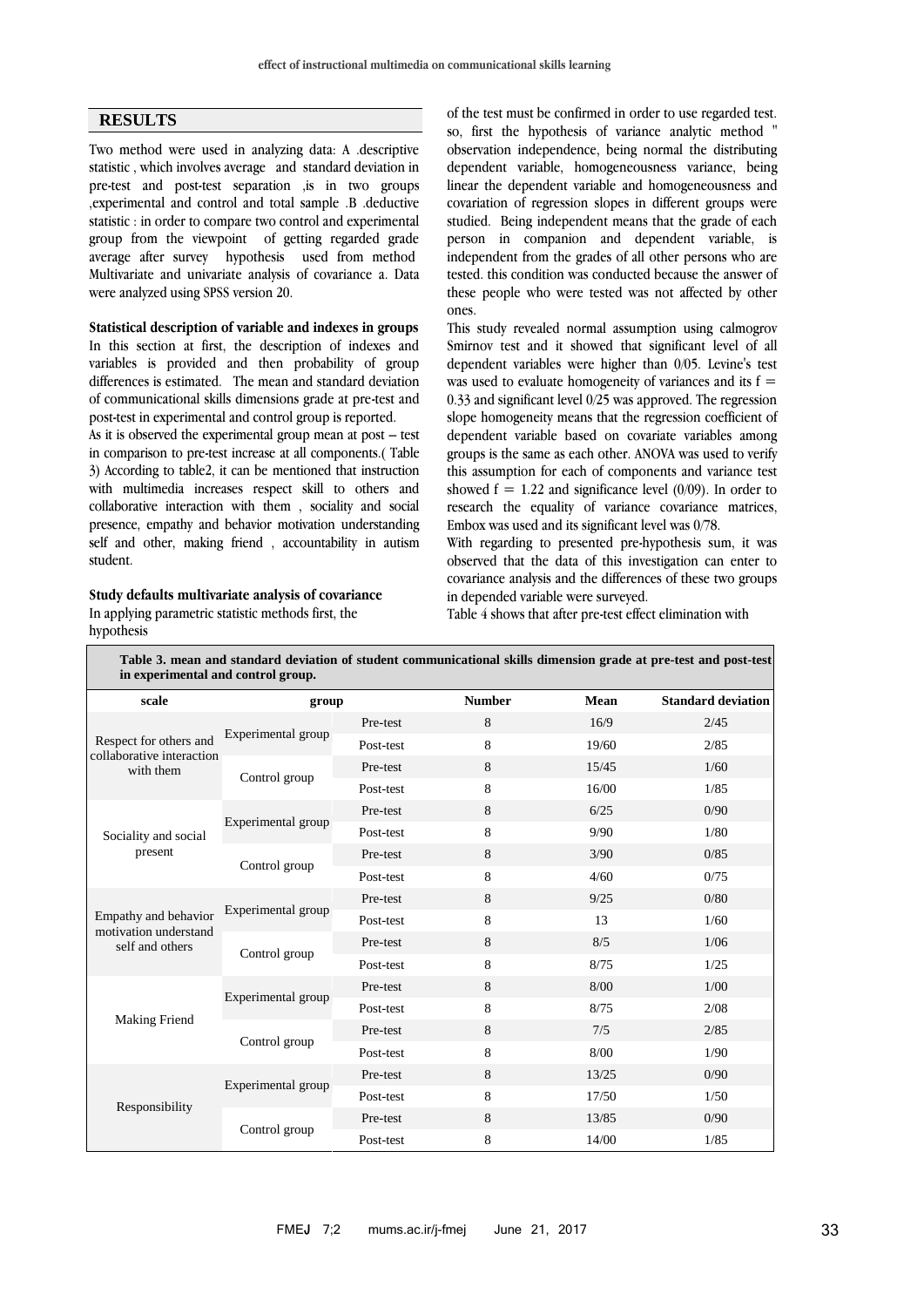## RESULTS

Two method were used in analyzing data: A .descriptive statistic , which involves average and standard deviation in pre-test and post-test separation ,is in two groups ,experimental and control and total sample .B .deductive statistic : in order to compare two control and experimental group from the viewpoint of getting regarded grade average after survey hypothesis used from method Multivariate and univariate analysis of covariance a. Data were analyzed using SPSS version 20.

**Statistical description of variable and indexes in groups**

In this section at first, the description of indexes and variables is provided and then probability of group differences is estimated. The mean and standard deviation of communicational skills dimensions grade at pre-test and post-test in experimental and control group is reported.

As it is observed the experimental group mean at post – test in comparison to pre-test increase at all components.( Table 3) According to table2, it can be mentioned that instruction with multimedia increases respect skill to others and collaborative interaction with them , sociality and social presence, empathy and behavior motivation understanding self and other, making friend , accountability in autism student.

**Study defaults multivariate analysis of covariance**

In applying parametric statistic methods first, the hypothesis of the test must be confirmed in order to use regarded test. so, first the hypothesis of variance analytic method " observation independence, being normal the distributing dependent variable, homogeneousness variance, being linear the dependent variable and homogeneousness and covariation of regression slopes in different groups were studied. Being independent means that the grade of each person in companion and dependent variable, is independent from the grades of all other persons who are tested. this condition was conducted because the answer of these people who were tested was not affected by other ones.

This study revealed normal assumption using calmogrov Smirnov test and it showed that significant level of all dependent variables were higher than 0/05. Levine's test was used to evaluate homogeneity of variances and its f = 0.33 and significant level 0/25 was approved. The regression slope homogeneity means that the regression coefficient of dependent variable based on covariate variables among groups is the same as each other. ANOVA was used to verify this assumption for each of components and variance test showed f = 1.22 and significance level (0/09). In order to research the equality of variance covariance matrices, Embox was used and its significant level was 0/78.

With regarding to presented pre-hypothesis sum, it was observed that the data of this investigation can enter to covariance analysis and the differences of these two groups in depended variable were surveyed.

Table 4 shows that after pre-test effect elimination with

**Table 3. mean and standard deviation of student communicational skills dimension grade at pre-test and post-test in experimental and control group.**

| scale | group | | Number | Mean | Standard deviation |
|---|---|---|---|---|---|
| Respect for others and collaborative interaction with them | Experimental group | Pre-test | 8 | 16/9 | 2/45 |
| | | Post-test | 8 | 19/60 | 2/85 |
| | Control group | Pre-test | 8 | 15/45 | 1/60 |
| | | Post-test | 8 | 16/00 | 1/85 |
| Sociality and social present | Experimental group | Pre-test | 8 | 6/25 | 0/90 |
| | | Post-test | 8 | 9/90 | 1/80 |
| | Control group | Pre-test | 8 | 3/90 | 0/85 |
| | | Post-test | 8 | 4/60 | 0/75 |
| Empathy and behavior motivation understand self and others | Experimental group | Pre-test | 8 | 9/25 | 0/80 |
| | | Post-test | 8 | 13 | 1/60 |
| | Control group | Pre-test | 8 | 8/5 | 1/06 |
| | | Post-test | 8 | 8/75 | 1/25 |
| Making Friend | Experimental group | Pre-test | 8 | 8/00 | 1/00 |
| | | Post-test | 8 | 8/75 | 2/08 |
| | Control group | Pre-test | 8 | 7/5 | 2/85 |
| | | Post-test | 8 | 8/00 | 1/90 |
| Responsibility | Experimental group | Pre-test | 8 | 13/25 | 0/90 |
| | | Post-test | 8 | 17/50 | 1/50 |
| | Control group | Pre-test | 8 | 13/85 | 0/90 |
| | | Post-test | 8 | 14/00 | 1/85 |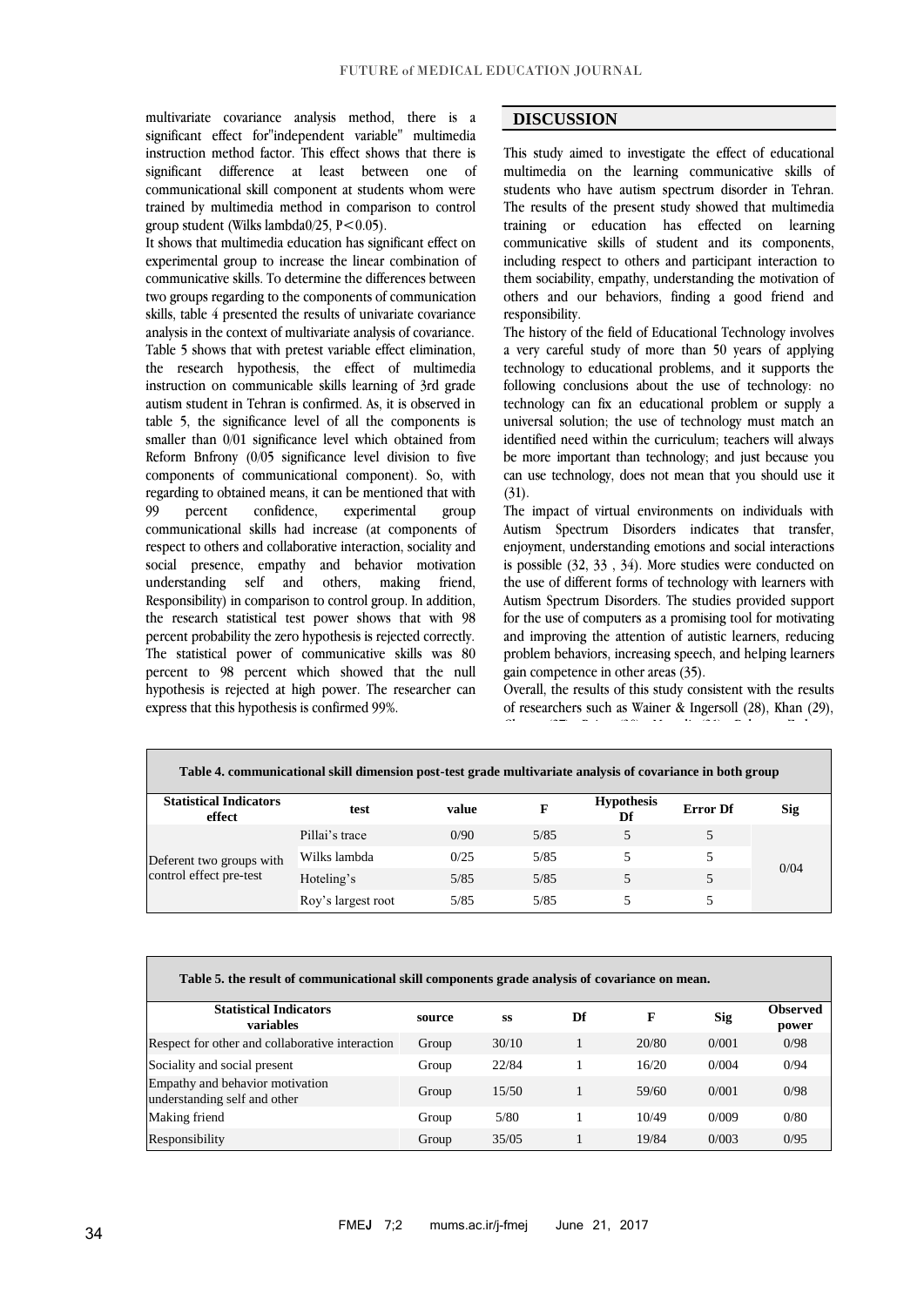multivariate covariance analysis method, there is a significant effect for"independent variable" multimedia instruction method factor. This effect shows that there is significant difference at least between one of communicational skill component at students whom were trained by multimedia method in comparison to control group student (Wilks lambda0/25, P<0.05).

It shows that multimedia education has significant effect on experimental group to increase the linear combination of communicative skills. To determine the differences between two groups regarding to the components of communication skills, table 4 presented the results of univariate covariance analysis in the context of multivariate analysis of covariance. Table 5 shows that with pretest variable effect elimination, the research hypothesis, the effect of multimedia instruction on communicable skills learning of 3rd grade autism student in Tehran is confirmed. As, it is observed in table 5, the significance level of all the components is smaller than 0/01 significance level which obtained from Reform Bnfrony (0/05 significance level division to five components of communicational component). So, with regarding to obtained means, it can be mentioned that with 99 percent confidence, experimental group communicational skills had increase (at components of respect to others and collaborative interaction, sociality and social presence, empathy and behavior motivation understanding self and others, making friend, Responsibility) in comparison to control group. In addition, the research statistical test power shows that with 98 percent probability the zero hypothesis is rejected correctly. The statistical power of communicative skills was 80 percent to 98 percent which showed that the null hypothesis is rejected at high power. The researcher can express that this hypothesis is confirmed 99%.

## DISCUSSION

This study aimed to investigate the effect of educational multimedia on the learning communicative skills of students who have autism spectrum disorder in Tehran. The results of the present study showed that multimedia training or education has effected on learning communicative skills of student and its components, including respect to others and participant interaction to them sociability, empathy, understanding the motivation of others and our behaviors, finding a good friend and responsibility.

The history of the field of Educational Technology involves a very careful study of more than 50 years of applying technology to educational problems, and it supports the following conclusions about the use of technology: no technology can fix an educational problem or supply a universal solution; the use of technology must match an identified need within the curriculum; teachers will always be more important than technology; and just because you can use technology, does not mean that you should use it (31).

The impact of virtual environments on individuals with Autism Spectrum Disorders indicates that transfer, enjoyment, understanding emotions and social interactions is possible (32, 33 , 34). More studies were conducted on the use of different forms of technology with learners with Autism Spectrum Disorders. The studies provided support for the use of computers as a promising tool for motivating and improving the attention of autistic learners, reducing problem behaviors, increasing speech, and helping learners gain competence in other areas (35).

Overall, the results of this study consistent with the results of researchers such as Wainer & Ingersoll (28), Khan (29),

**Table 4. communicational skill dimension post-test grade multivariate analysis of covariance in both group**

| Statistical Indicators effect | test | value | F | Hypothesis Df | Error Df | Sig |
|---|---|---|---|---|---|---|
| Deferent two groups with control effect pre-test | Pillai's trace | 0/90 | 5/85 | 5 | 5 | 0/04 |
| | Wilks lambda | 0/25 | 5/85 | 5 | 5 | |
| | Hoteling's | 5/85 | 5/85 | 5 | 5 | |
| | Roy's largest root | 5/85 | 5/85 | 5 | 5 | |

**Table 5. the result of communicational skill components grade analysis of covariance on mean.**

| Statistical Indicators variables | source | ss | Df | F | Sig | Observed power |
|---|---|---|---|---|---|---|
| Respect for other and collaborative interaction | Group | 30/10 | 1 | 20/80 | 0/001 | 0/98 |
| Sociality and social present | Group | 22/84 | 1 | 16/20 | 0/004 | 0/94 |
| Empathy and behavior motivation understanding self and other | Group | 15/50 | 1 | 59/60 | 0/001 | 0/98 |
| Making friend | Group | 5/80 | 1 | 10/49 | 0/009 | 0/80 |
| Responsibility | Group | 35/05 | 1 | 19/84 | 0/003 | 0/95 |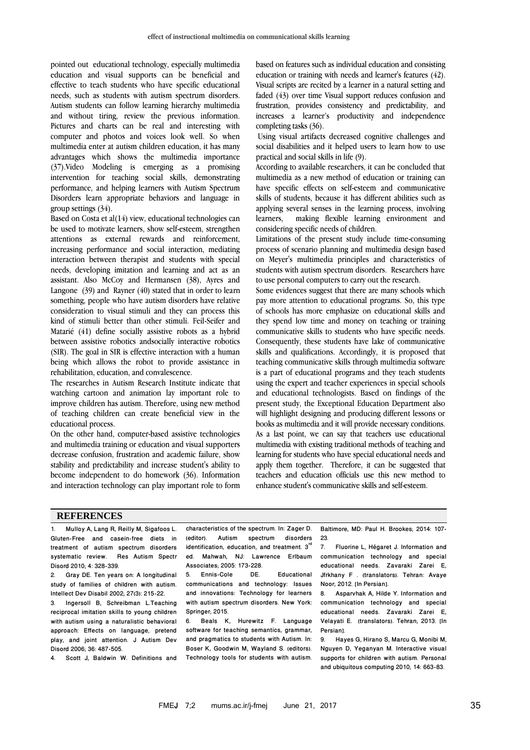pointed out educational technology, especially multimedia education and visual supports can be beneficial and effective to teach students who have specific educational needs, such as students with autism spectrum disorders. Autism students can follow learning hierarchy multimedia and without tiring, review the previous information. Pictures and charts can be real and interesting with computer and photos and voices look well. So when multimedia enter at autism children education, it has many advantages which shows the multimedia importance (37).Video Modeling is emerging as a promising intervention for teaching social skills, demonstrating performance, and helping learners with Autism Spectrum Disorders learn appropriate behaviors and language in group settings (34).

Based on Costa et al(14) view, educational technologies can be used to motivate learners, show self-esteem, strengthen attentions as external rewards and reinforcement, increasing performance and social interaction, mediating interaction between therapist and students with special needs, developing imitation and learning and act as an assistant. Also McCoy and Hermansen (38), Ayres and Langone (39) and Rayner (40) stated that in order to learn something, people who have autism disorders have relative consideration to visual stimuli and they can process this kind of stimuli better than other stimuli. Feil-Seifer and Matarié (41) define socially assistive robots as a hybrid between assistive robotics andsocially interactive robotics (SIR). The goal in SIR is effective interaction with a human being which allows the robot to provide assistance in rehabilitation, education, and convalescence.

The researches in Autism Research Institute indicate that watching cartoon and animation lay important role to improve children has autism. Therefore, using new method of teaching children can create beneficial view in the educational process.

On the other hand, computer-based assistive technologies and multimedia training or education and visual supporters decrease confusion, frustration and academic failure, show stability and predictability and increase student's ability to become independent to do homework (36). Information and interaction technology can play important role to form based on features such as individual education and consisting education or training with needs and learner's features (42). Visual scripts are recited by a learner in a natural setting and faded (43) over time Visual support reduces confusion and frustration, provides consistency and predictability, and increases a learner's productivity and independence completing tasks (36).

Using visual artifacts decreased cognitive challenges and social disabilities and it helped users to learn how to use practical and social skills in life (9).

According to available researchers, it can be concluded that multimedia as a new method of education or training can have specific effects on self-esteem and communicative skills of students, because it has different abilities such as applying several senses in the learning process, involving learners, making flexible learning environment and considering specific needs of children.

Limitations of the present study include time-consuming process of scenario planning and multimedia design based on Meyer's multimedia principles and characteristics of students with autism spectrum disorders. Researchers have to use personal computers to carry out the research.

Some evidences suggest that there are many schools which pay more attention to educational programs. So, this type of schools has more emphasize on educational skills and they spend low time and money on teaching or training communicative skills to students who have specific needs. Consequently, these students have lake of communicative skills and qualifications. Accordingly, it is proposed that teaching communicative skills through multimedia software is a part of educational programs and they teach students using the expert and teacher experiences in special schools and educational technologists. Based on findings of the present study, the Exceptional Education Department also will highlight designing and producing different lessons or books as multimedia and it will provide necessary conditions. As a last point, we can say that teachers use educational multimedia with existing traditional methods of teaching and learning for students who have special educational needs and apply them together. Therefore, it can be suggested that teachers and education officials use this new method to enhance student's communicative skills and self-esteem.

## REFERENCES

1. Mulloy A, Lang R, Reilly M, Sigafoos L. Gluten-Free and casein-free diets in treatment of autism spectrum disorders systematic review. Res Autism Spectr Disord 2010; 4: 328-339.
2. Gray DE. Ten years on: A longitudinal study of families of children with autism. Intellect Dev Disabil 2002; 27(3): 215-22.
3. Ingersoll B, Schreibman L.Teaching reciprocal imitation skills to young children with autism using a naturalistic behavioral approach: Effects on language, pretend play, and joint attention. J Autism Dev Disord 2006; 36: 487-505.
4. Scott J, Baldwin W. Definitions and characteristics of the spectrum. In: Zager D. (editor). Autism spectrum disorders identification, education, and treatment. 3rd ed. Mahwah, NJ: Lawrence Erlbaum Associates; 2005: 173-228.
5. Ennis-Cole DE. Educational communications and technology: Issues and innovations: Technology for learners with autism spectrum disorders. New York: Springer; 2015.
6. Beals K, Hurewitz F. Language software for teaching semantics, grammar, and pragmatics to students with Autism. In: Boser K, Goodwin M, Wayland S. (editors). Technology tools for students with autism. Baltimore, MD: Paul H. Brookes; 2014: 107-23.
7. Fluorine L, Hégaret J. Information and communication technology and special educational needs. Zavaraki Zarei E, Jfrkhany F . (translators). Tehran: Avaye Noor; 2012. [In Persian].
8. Asparvhak A, Hilde Y. Information and communication technology and special educational needs. Zavaraki Zarei E, Velayati E. (translators). Tehran; 2013. [In Persian].
9. Hayes G, Hirano S, Marcu G, Monibi M, Nguyen D, Yeganyan M. Interactive visual supports for children with autism. Personal and ubiquitous computing 2010; 14: 663-83.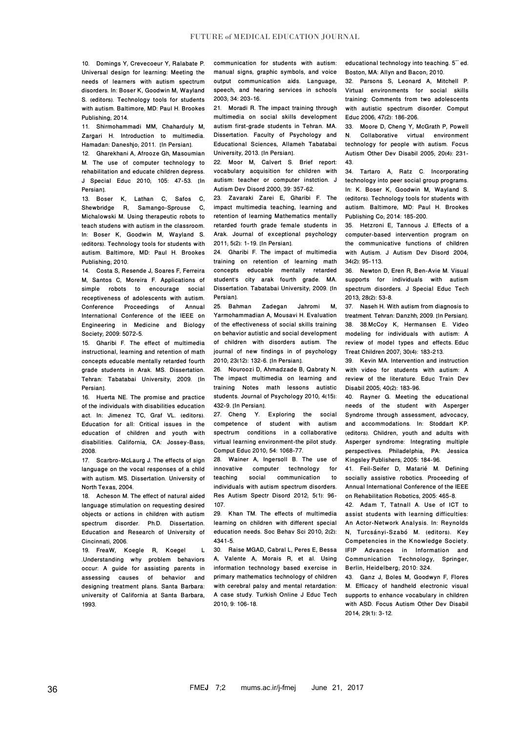10. Domings Y, Crevecoeur Y, Ralabate P. Universal design for learning: Meeting the needs of learners with autism spectrum disorders. In: Boser K, Goodwin M, Wayland S. (editors). Technology tools for students with autism. Baltimore, MD: Paul H. Brookes Publishing; 2014.

11. Shirmohammadi MM, Chaharduly M, Zargari H. Introduction to multimedia. Hamadan: Daneshjo; 2011. [In Persian].

12. Gharekhani A, Afrooze Gh, Masoumian M. The use of computer technology to rehabilitation and educate children depress. J Special Educ 2010; 105: 47-53. [In Persian].

13. Boser K, Lathan C, Safos C, Shewbridge R, Samango-Sprouse C, Michalowski M. Using therapeutic robots to teach studens with autism in the classroom. In: Boser K, Goodwin M, Wayland S. (editors). Technology tools for students with autism. Baltimore, MD: Paul H. Brookes Publishing; 2010.

14. Costa S, Resende J, Soares F, Ferreira M, Santos C, Moreira F. Applications of simple robots to encourage social receptiveness of adolescents with autism. Conference Proceedings of Annual International Conference of the IEEE on Engineering in Medicine and Biology Society; 2009: 5072-5.

15. Gharibi F. The effect of multimedia instructional, learning and retention of math concepts educable mentally retarded fourth grade students in Arak. MS. Dissertation. Tehran: Tabatabai University; 2009. [In Persian].

16. Huerta NE. The promise and practice of the individuals with disabilities education act. In: Jimenez TC, Graf VL. (editors). Education for all: Critical issues in the education of children and youth with disabilities. California, CA: Jossey-Bass; 2008.

17. Scarbro-McLaurg J. The effects of sign language on the vocal responses of a child with autism. MS. Dissertation. University of North Texas, 2004.

18. Acheson M. The effect of natural aided language stimulation on requesting desired objects or actions in children with autism spectrum disorder. Ph.D. Dissertation. Education and Research of University of Cincinnati, 2006.

19. FreaW, Koegle R, Koegel L .Understanding why problem behaviors occur: A guide for assisting parents in assessing causes of behavior and designing treatment plans. Santa Barbara: university of California at Santa Barbara, 1993.

communication for students with autism: manual signs, graphic symbols, and voice output communication aids. Language, speech, and hearing services in schools 2003; 34: 203-16.

21. Moradi R. The impact training through multimedia on social skills development autism first-grade students in Tehran. MA. Dissertation. Faculty of Psychology and Educational Sciences, Allameh Tabatabai University, 2013. [In Persian].

22. Moor M, Calvert S. Brief report: vocabulary acquisition for children with autism: teacher or computer instction. J Autism Dev Disord 2000; 39: 357-62.

23. Zavaraki Zarei E, Gharibi F. The impact multimedia teaching, learning and retention of learning Mathematics mentally retarded fourth grade female students in Arak. Journal of exceptional psychology 2011; 5(2): 1-19. [In Persian].

24. Gharibi F. The impact of multimedia training on retention of learning math concepts educable mentally retarded student's city arak fourth grade. MA. Dissertation. Tabatabai University; 2009. [In Persian].

25. Bahman Zadegan Jahromi M, Yarmohammadian A, Mousavi H. Evaluation of the effectiveness of social skills training on behavior autistic and social development of children with disorders autism. The journal of new findings in of psychology 2010; 23(12): 132-6. [In Persian].

26. Nouroozi D, Ahmadzade B, Qabraty N. The impact multimedia on learning and training Notes math lessons autistic students. Journal of Psychology 2010; 4(15): 432-9. [In Persian].

27. Cheng Y. Exploring the social competence of student with autism spectrum conditions in a collaborative virtual learning environment-the pilot study. Comput Educ 2010; 54: 1068-77.

28. Wainer A, Ingersoll B. The use of innovative computer technology for teaching social communication to individuals with autism spectrum disorders. Res Autism Spectr Disord 2012; 5(1): 96-107.

29. Khan TM. The effects of multimedia learning on children with different special education needs. Soc Behav Sci 2010; 2(2): 4341-5.

30. Raise MGAD, Cabral L, Peres E, Bessa A, Valente A, Morais R, et al. Using information technology based exercise in primary mathematics technology of children with cerebral palsy and mental retardation: A case study. Turkish Online J Educ Tech 2010; 9: 106-18.

educational technology into teaching. 5^th ed. Boston, MA: Allyn and Bacon; 2010.

32. Parsons S, Leonard A, Mitchell P. Virtual environments for social skills training: Comments from two adolescents with autistic spectrum disorder. Comput Educ 2006; 47(2): 186-206.

33. Moore D, Cheng Y, McGrath P, Powell N. Collaborative virtual environment technology for people with autism. Focus Autism Other Dev Disabil 2005; 20(4): 231-43.

34. Tartaro A, Ratz C. Incorporating technology into peer social group programs. In: K. Boser K, Goodwin M, Wayland S. (editors). Technology tools for students with autism. Baltimore, MD: Paul H. Brookes Publishing Co; 2014: 185-200.

35. Hetzroni E, Tannous J. Effects of a computer-based intervention program on the communicative functions of children with Autism. J Autism Dev Disord 2004; 34(2): 95-113.

36. Newton D, Eren R, Ben-Avie M. Visual supports for individuals with autism spectrum disorders. J Special Educ Tech 2013; 28(2): 53-8.

37. Naseh H. With autism from diagnosis to treatment. Tehran: Danzhh; 2009. [In Persian].

38. 38.McCoy K, Hermansen E. Video modeling for individuals with autism: A review of model types and effects. Educ Treat Children 2007; 30(4): 183-213.

39. Kevin MA. Intervention and instruction with video for students with autism: A review of the literature. Educ Train Dev Disabil 2005; 40(2): 183-96.

40. Rayner G. Meeting the educational needs of the student with Asperger Syndrome through assessment, advocacy, and accommodations. In: Stoddart KP. (editors). Children, youth and adults with Asperger syndrome: Integrating multiple perspectives. Philadelphia, PA: Jessica Kingsley Publishers; 2005: 184-96.

41. Feil-Seifer D, Matarié M. Defining socially assistive robotics. Proceeding of Annual International Conference of the IEEE on Rehabilitation Robotics, 2005: 465-8.

42. Adam T, Tatnall A. Use of ICT to assist students with learning difficulties: An Actor-Network Analysis. In: Reynolds N, Turcsányi-Szabó M. (editors). Key Competencies in the Knowledge Society. IFIP Advances in Information and Communication Technology, Springer, Berlin, Heidelberg; 2010: 324.

43. Ganz J, Boles M, Goodwyn F, Flores M. Efficacy of handheld electronic visual supports to enhance vocabulary in children with ASD. Focus Autism Other Dev Disabil 2014; 29(1): 3-12.